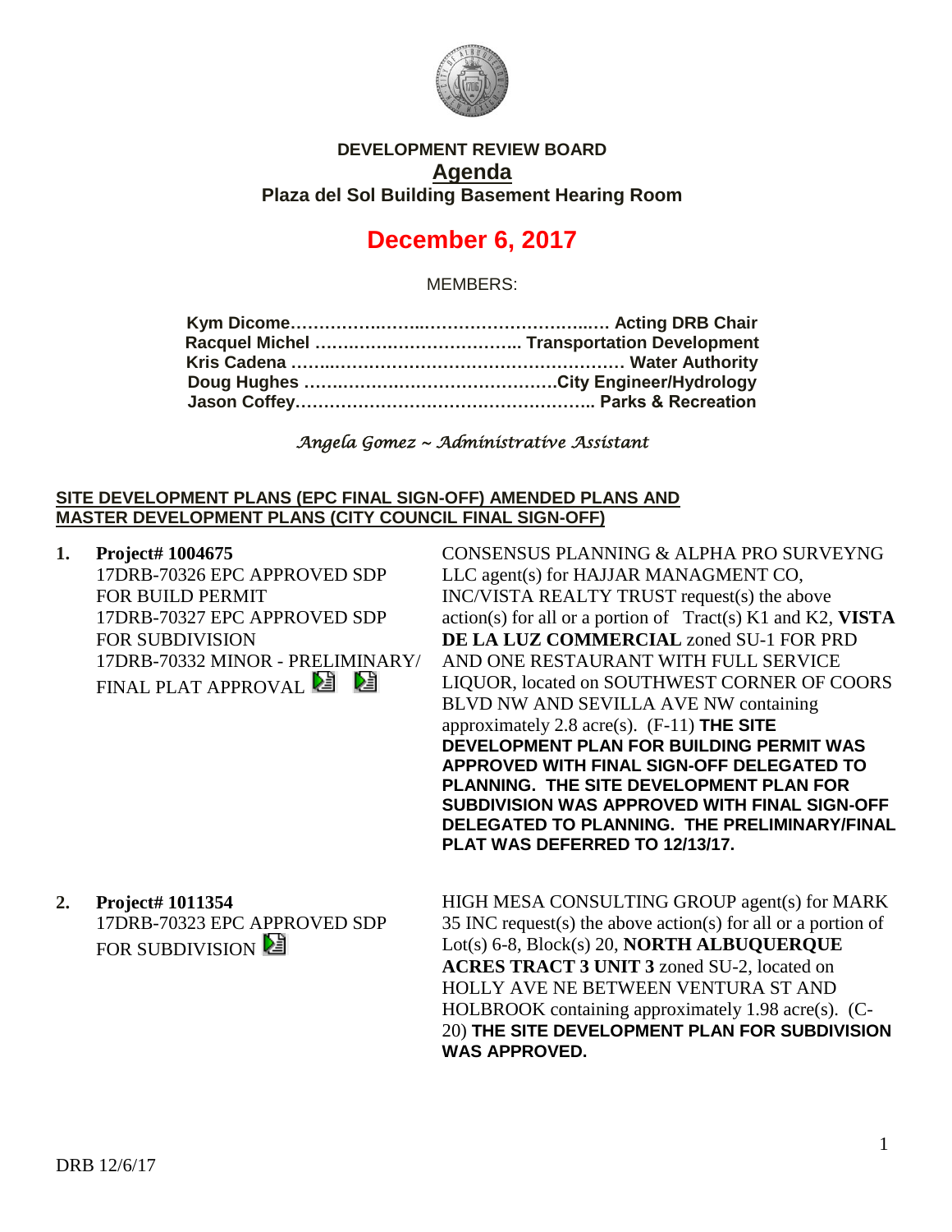**DEVELOPMENT REVIEW BOARD**

**Agenda**

**Plaza del Sol Building Basement Hearing Room**

# December 6, 2017

MEMBERS:

**Kym Dicome……………………………………………… Acting DRB Chair**
**Racquel Michel ……………………………….. Transportation Development**
**Kris Cadena …………………………………………………… Water Authority**
**Doug Hughes ……………………………………….City Engineer/Hydrology**
**Jason Coffey……………………………………………….. Parks & Recreation**

*Angela Gomez ~ Administrative Assistant*

**SITE DEVELOPMENT PLANS (EPC FINAL SIGN-OFF) AMENDED PLANS AND MASTER DEVELOPMENT PLANS (CITY COUNCIL FINAL SIGN-OFF)**

1. **Project# 1004675**
17DRB-70326 EPC APPROVED SDP FOR BUILD PERMIT
17DRB-70327 EPC APPROVED SDP FOR SUBDIVISION
17DRB-70332 MINOR - PRELIMINARY/ FINAL PLAT APPROVAL

CONSENSUS PLANNING & ALPHA PRO SURVEYNG LLC agent(s) for HAJJAR MANAGMENT CO, INC/VISTA REALTY TRUST request(s) the above action(s) for all or a portion of Tract(s) K1 and K2, **VISTA DE LA LUZ COMMERCIAL** zoned SU-1 FOR PRD AND ONE RESTAURANT WITH FULL SERVICE LIQUOR, located on SOUTHWEST CORNER OF COORS BLVD NW AND SEVILLA AVE NW containing approximately 2.8 acre(s). (F-11) **THE SITE DEVELOPMENT PLAN FOR BUILDING PERMIT WAS APPROVED WITH FINAL SIGN-OFF DELEGATED TO PLANNING. THE SITE DEVELOPMENT PLAN FOR SUBDIVISION WAS APPROVED WITH FINAL SIGN-OFF DELEGATED TO PLANNING. THE PRELIMINARY/FINAL PLAT WAS DEFERRED TO 12/13/17.**

2. **Project# 1011354**
17DRB-70323 EPC APPROVED SDP FOR SUBDIVISION

HIGH MESA CONSULTING GROUP agent(s) for MARK 35 INC request(s) the above action(s) for all or a portion of Lot(s) 6-8, Block(s) 20, **NORTH ALBUQUERQUE ACRES TRACT 3 UNIT 3** zoned SU-2, located on HOLLY AVE NE BETWEEN VENTURA ST AND HOLBROOK containing approximately 1.98 acre(s). (C-20) **THE SITE DEVELOPMENT PLAN FOR SUBDIVISION WAS APPROVED.**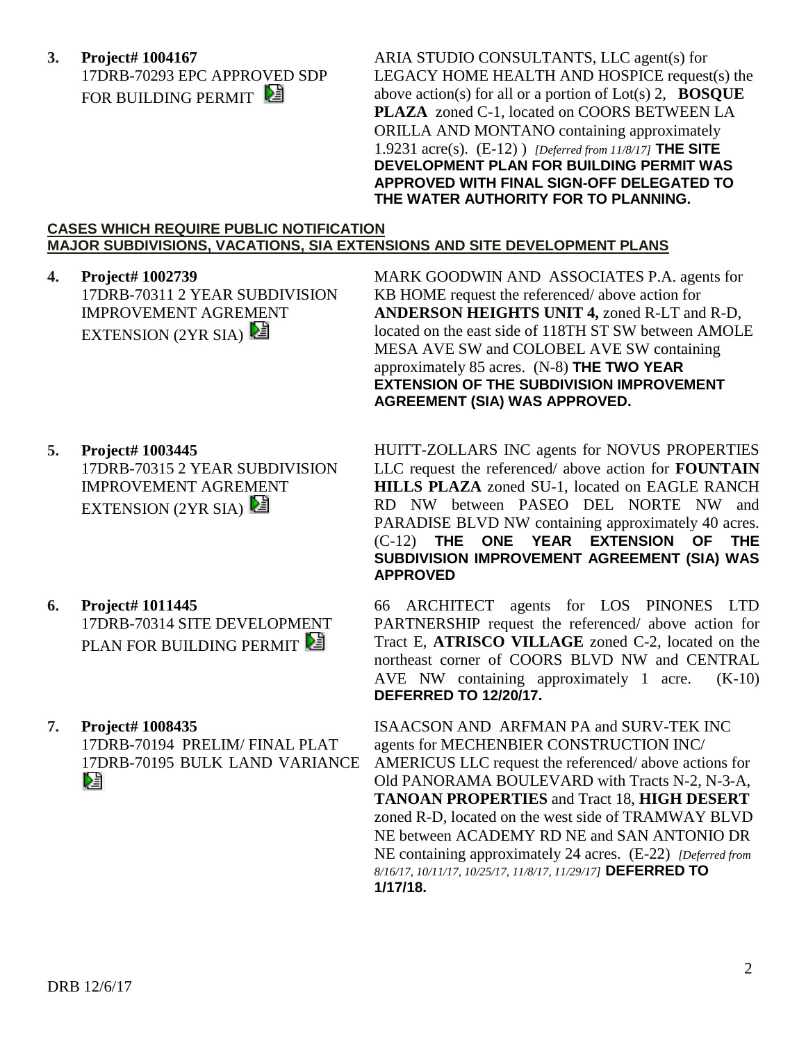**3. Project# 1004167**
17DRB-70293 EPC APPROVED SDP FOR BUILDING PERMIT

ARIA STUDIO CONSULTANTS, LLC agent(s) for LEGACY HOME HEALTH AND HOSPICE request(s) the above action(s) for all or a portion of Lot(s) 2, **BOSQUE PLAZA** zoned C-1, located on COORS BETWEEN LA ORILLA AND MONTANO containing approximately 1.9231 acre(s). (E-12) ) *[Deferred from 11/8/17]* **THE SITE DEVELOPMENT PLAN FOR BUILDING PERMIT WAS APPROVED WITH FINAL SIGN-OFF DELEGATED TO THE WATER AUTHORITY FOR TO PLANNING.**

**CASES WHICH REQUIRE PUBLIC NOTIFICATION**
**MAJOR SUBDIVISIONS, VACATIONS, SIA EXTENSIONS AND SITE DEVELOPMENT PLANS**

**4. Project# 1002739**
17DRB-70311 2 YEAR SUBDIVISION IMPROVEMENT AGREMENT EXTENSION (2YR SIA)

MARK GOODWIN AND ASSOCIATES P.A. agents for KB HOME request the referenced/ above action for **ANDERSON HEIGHTS UNIT 4,** zoned R-LT and R-D, located on the east side of 118TH ST SW between AMOLE MESA AVE SW and COLOBEL AVE SW containing approximately 85 acres. (N-8) **THE TWO YEAR EXTENSION OF THE SUBDIVISION IMPROVEMENT AGREEMENT (SIA) WAS APPROVED.**

**5. Project# 1003445**
17DRB-70315 2 YEAR SUBDIVISION IMPROVEMENT AGREMENT EXTENSION (2YR SIA)

HUITT-ZOLLARS INC agents for NOVUS PROPERTIES LLC request the referenced/ above action for **FOUNTAIN HILLS PLAZA** zoned SU-1, located on EAGLE RANCH RD NW between PASEO DEL NORTE NW and PARADISE BLVD NW containing approximately 40 acres. (C-12) **THE ONE YEAR EXTENSION OF THE SUBDIVISION IMPROVEMENT AGREEMENT (SIA) WAS APPROVED**

**6. Project# 1011445**
17DRB-70314 SITE DEVELOPMENT PLAN FOR BUILDING PERMIT

66 ARCHITECT agents for LOS PINONES LTD PARTNERSHIP request the referenced/ above action for Tract E, **ATRISCO VILLAGE** zoned C-2, located on the northeast corner of COORS BLVD NW and CENTRAL AVE NW containing approximately 1 acre. (K-10) **DEFERRED TO 12/20/17.**

**7. Project# 1008435**
17DRB-70194 PRELIM/ FINAL PLAT
17DRB-70195 BULK LAND VARIANCE

ISAACSON AND ARFMAN PA and SURV-TEK INC agents for MECHENBIER CONSTRUCTION INC/ AMERICUS LLC request the referenced/ above actions for Old PANORAMA BOULEVARD with Tracts N-2, N-3-A, **TANOAN PROPERTIES** and Tract 18, **HIGH DESERT** zoned R-D, located on the west side of TRAMWAY BLVD NE between ACADEMY RD NE and SAN ANTONIO DR NE containing approximately 24 acres. (E-22) *[Deferred from 8/16/17, 10/11/17, 10/25/17, 11/8/17, 11/29/17]* **DEFERRED TO 1/17/18.**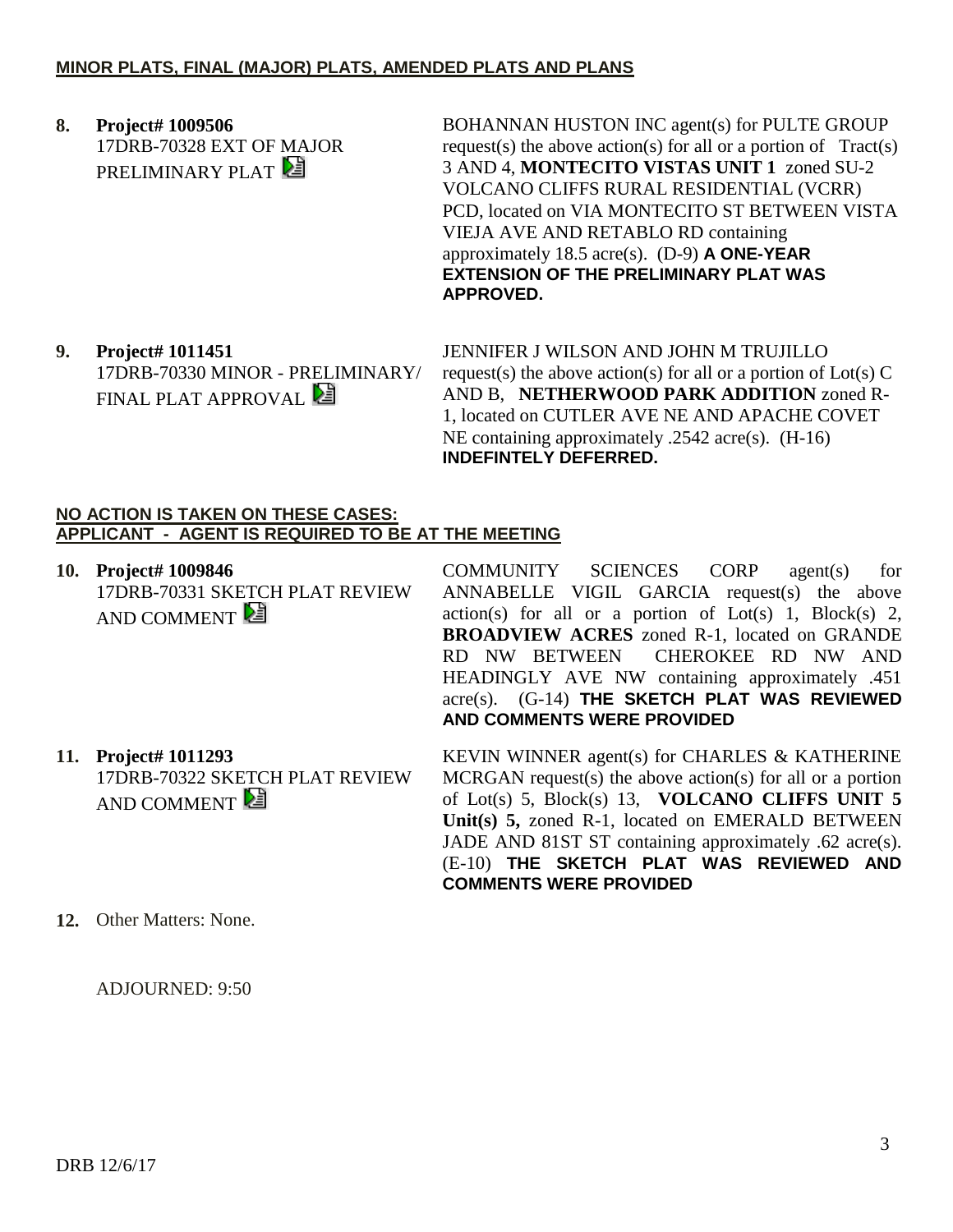**MINOR PLATS, FINAL (MAJOR) PLATS, AMENDED PLATS AND PLANS**

**8. Project# 1009506**
17DRB-70328 EXT OF MAJOR PRELIMINARY PLAT

BOHANNAN HUSTON INC agent(s) for PULTE GROUP request(s) the above action(s) for all or a portion of Tract(s) 3 AND 4, **MONTECITO VISTAS UNIT 1** zoned SU-2 VOLCANO CLIFFS RURAL RESIDENTIAL (VCRR) PCD, located on VIA MONTECITO ST BETWEEN VISTA VIEJA AVE AND RETABLO RD containing approximately 18.5 acre(s). (D-9) **A ONE-YEAR EXTENSION OF THE PRELIMINARY PLAT WAS APPROVED.**

**9. Project# 1011451**
17DRB-70330 MINOR - PRELIMINARY/ FINAL PLAT APPROVAL

JENNIFER J WILSON AND JOHN M TRUJILLO request(s) the above action(s) for all or a portion of Lot(s) C AND B, **NETHERWOOD PARK ADDITION** zoned R-1, located on CUTLER AVE NE AND APACHE COVET NE containing approximately .2542 acre(s). (H-16) **INDEFINTELY DEFERRED.**

**NO ACTION IS TAKEN ON THESE CASES:**
**APPLICANT - AGENT IS REQUIRED TO BE AT THE MEETING**

**10. Project# 1009846**
17DRB-70331 SKETCH PLAT REVIEW AND COMMENT

COMMUNITY SCIENCES CORP agent(s) for ANNABELLE VIGIL GARCIA request(s) the above action(s) for all or a portion of Lot(s) 1, Block(s) 2, **BROADVIEW ACRES** zoned R-1, located on GRANDE RD NW BETWEEN CHEROKEE RD NW AND HEADINGLY AVE NW containing approximately .451 acre(s). (G-14) **THE SKETCH PLAT WAS REVIEWED AND COMMENTS WERE PROVIDED**

**11. Project# 1011293**
17DRB-70322 SKETCH PLAT REVIEW AND COMMENT

KEVIN WINNER agent(s) for CHARLES & KATHERINE MCRGAN request(s) the above action(s) for all or a portion of Lot(s) 5, Block(s) 13, **VOLCANO CLIFFS UNIT 5 Unit(s) 5,** zoned R-1, located on EMERALD BETWEEN JADE AND 81ST ST containing approximately .62 acre(s). (E-10) **THE SKETCH PLAT WAS REVIEWED AND COMMENTS WERE PROVIDED**

**12.** Other Matters: None.

ADJOURNED: 9:50

DRB 12/6/17